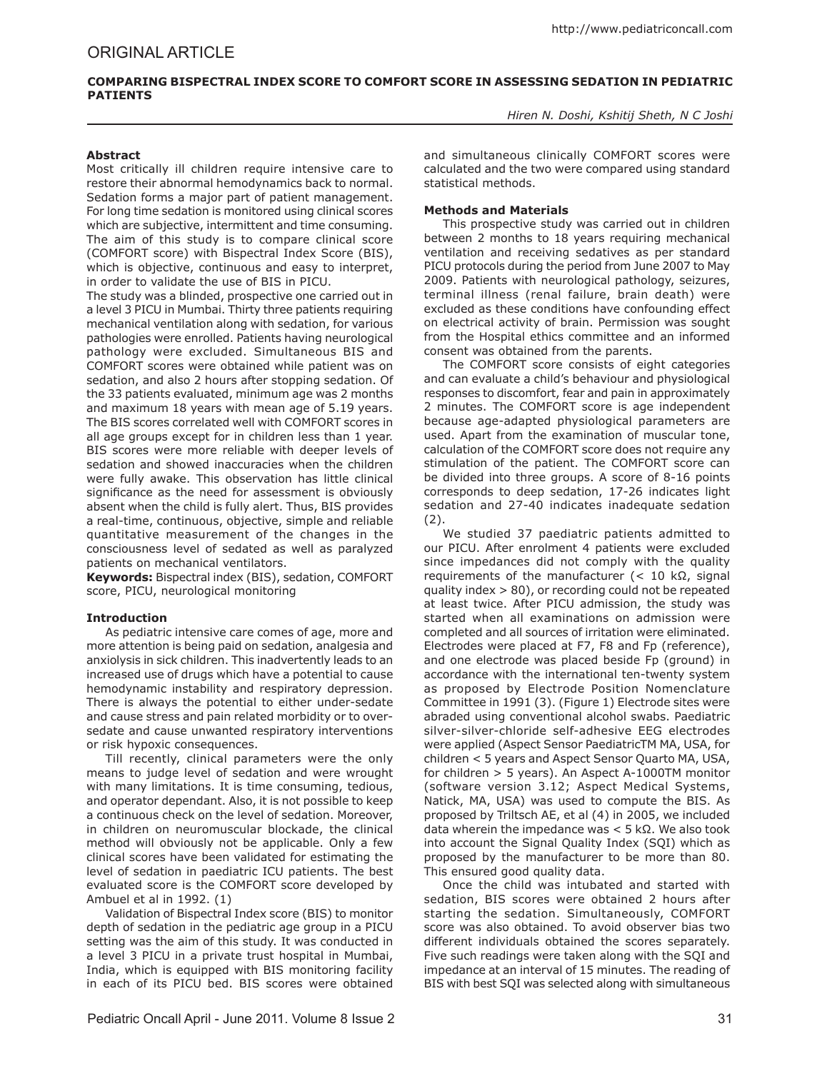ORIGINAL ARTICLE

# COMPARING BISPECTRAL INDEX SCORE TO COMFORT SCORE IN ASSESSING SEDATION IN PEDIATRIC PATIENTS

*Hiren N. Doshi, Kshitij Sheth, N C Joshi*

**Abstract**

Most critically ill children require intensive care to restore their abnormal hemodynamics back to normal. Sedation forms a major part of patient management. For long time sedation is monitored using clinical scores which are subjective, intermittent and time consuming. The aim of this study is to compare clinical score (COMFORT score) with Bispectral Index Score (BIS), which is objective, continuous and easy to interpret, in order to validate the use of BIS in PICU.

The study was a blinded, prospective one carried out in a level 3 PICU in Mumbai. Thirty three patients requiring mechanical ventilation along with sedation, for various pathologies were enrolled. Patients having neurological pathology were excluded. Simultaneous BIS and COMFORT scores were obtained while patient was on sedation, and also 2 hours after stopping sedation. Of the 33 patients evaluated, minimum age was 2 months and maximum 18 years with mean age of 5.19 years. The BIS scores correlated well with COMFORT scores in all age groups except for in children less than 1 year. BIS scores were more reliable with deeper levels of sedation and showed inaccuracies when the children were fully awake. This observation has little clinical significance as the need for assessment is obviously absent when the child is fully alert. Thus, BIS provides a real-time, continuous, objective, simple and reliable quantitative measurement of the changes in the consciousness level of sedated as well as paralyzed patients on mechanical ventilators.

**Keywords:** Bispectral index (BIS), sedation, COMFORT score, PICU, neurological monitoring

**Introduction**

As pediatric intensive care comes of age, more and more attention is being paid on sedation, analgesia and anxiolysis in sick children. This inadvertently leads to an increased use of drugs which have a potential to cause hemodynamic instability and respiratory depression. There is always the potential to either under-sedate and cause stress and pain related morbidity or to over-sedate and cause unwanted respiratory interventions or risk hypoxic consequences.

Till recently, clinical parameters were the only means to judge level of sedation and were wrought with many limitations. It is time consuming, tedious, and operator dependant. Also, it is not possible to keep a continuous check on the level of sedation. Moreover, in children on neuromuscular blockade, the clinical method will obviously not be applicable. Only a few clinical scores have been validated for estimating the level of sedation in paediatric ICU patients. The best evaluated score is the COMFORT score developed by Ambuel et al in 1992. (1)

Validation of Bispectral Index score (BIS) to monitor depth of sedation in the pediatric age group in a PICU setting was the aim of this study. It was conducted in a level 3 PICU in a private trust hospital in Mumbai, India, which is equipped with BIS monitoring facility in each of its PICU bed. BIS scores were obtained and simultaneous clinically COMFORT scores were calculated and the two were compared using standard statistical methods.

**Methods and Materials**

This prospective study was carried out in children between 2 months to 18 years requiring mechanical ventilation and receiving sedatives as per standard PICU protocols during the period from June 2007 to May 2009. Patients with neurological pathology, seizures, terminal illness (renal failure, brain death) were excluded as these conditions have confounding effect on electrical activity of brain. Permission was sought from the Hospital ethics committee and an informed consent was obtained from the parents.

The COMFORT score consists of eight categories and can evaluate a child's behaviour and physiological responses to discomfort, fear and pain in approximately 2 minutes. The COMFORT score is age independent because age-adapted physiological parameters are used. Apart from the examination of muscular tone, calculation of the COMFORT score does not require any stimulation of the patient. The COMFORT score can be divided into three groups. A score of 8-16 points corresponds to deep sedation, 17-26 indicates light sedation and 27-40 indicates inadequate sedation (2).

We studied 37 paediatric patients admitted to our PICU. After enrolment 4 patients were excluded since impedances did not comply with the quality requirements of the manufacturer (< 10 kΩ, signal quality index > 80), or recording could not be repeated at least twice. After PICU admission, the study was started when all examinations on admission were completed and all sources of irritation were eliminated. Electrodes were placed at F7, F8 and Fp (reference), and one electrode was placed beside Fp (ground) in accordance with the international ten-twenty system as proposed by Electrode Position Nomenclature Committee in 1991 (3). (Figure 1) Electrode sites were abraded using conventional alcohol swabs. Paediatric silver-silver-chloride self-adhesive EEG electrodes were applied (Aspect Sensor PaediatricTM MA, USA, for children < 5 years and Aspect Sensor Quarto MA, USA, for children > 5 years). An Aspect A-1000TM monitor (software version 3.12; Aspect Medical Systems, Natick, MA, USA) was used to compute the BIS. As proposed by Triltsch AE, et al (4) in 2005, we included data wherein the impedance was < 5 kΩ. We also took into account the Signal Quality Index (SQI) which as proposed by the manufacturer to be more than 80. This ensured good quality data.

Once the child was intubated and started with sedation, BIS scores were obtained 2 hours after starting the sedation. Simultaneously, COMFORT score was also obtained. To avoid observer bias two different individuals obtained the scores separately. Five such readings were taken along with the SQI and impedance at an interval of 15 minutes. The reading of BIS with best SQI was selected along with simultaneous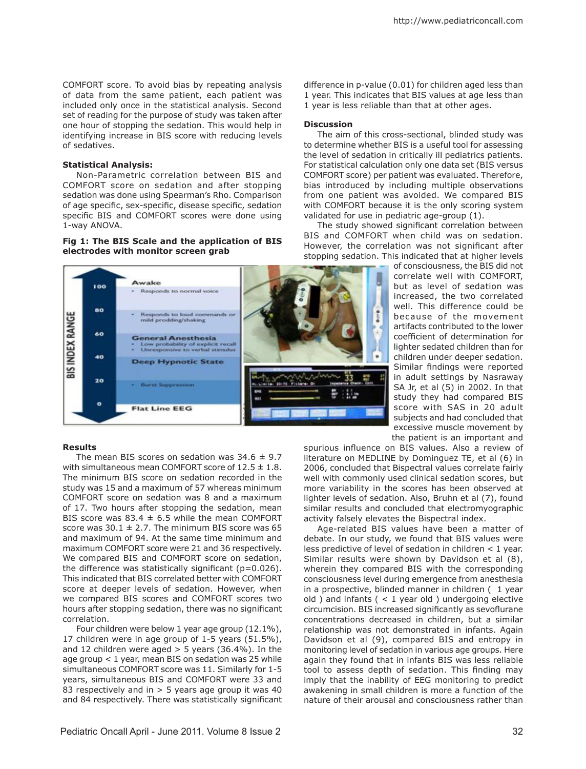COMFORT score. To avoid bias by repeating analysis of data from the same patient, each patient was included only once in the statistical analysis. Second set of reading for the purpose of study was taken after one hour of stopping the sedation. This would help in identifying increase in BIS score with reducing levels of sedatives.

**Statistical Analysis:**

Non-Parametric correlation between BIS and COMFORT score on sedation and after stopping sedation was done using Spearman's Rho. Comparison of age specific, sex-specific, disease specific, sedation specific BIS and COMFORT scores were done using 1-way ANOVA.

**Fig 1: The BIS Scale and the application of BIS electrodes with monitor screen grab**

**Results**

The mean BIS scores on sedation was 34.6 ± 9.7 with simultaneous mean COMFORT score of 12.5 ± 1.8. The minimum BIS score on sedation recorded in the study was 15 and a maximum of 57 whereas minimum COMFORT score on sedation was 8 and a maximum of 17. Two hours after stopping the sedation, mean BIS score was 83.4 ± 6.5 while the mean COMFORT score was 30.1 ± 2.7. The minimum BIS score was 65 and maximum of 94. At the same time minimum and maximum COMFORT score were 21 and 36 respectively. We compared BIS and COMFORT score on sedation, the difference was statistically significant (p=0.026). This indicated that BIS correlated better with COMFORT score at deeper levels of sedation. However, when we compared BIS scores and COMFORT scores two hours after stopping sedation, there was no significant correlation.

Four children were below 1 year age group (12.1%), 17 children were in age group of 1-5 years (51.5%), and 12 children were aged > 5 years (36.4%). In the age group < 1 year, mean BIS on sedation was 25 while simultaneous COMFORT score was 11. Similarly for 1-5 years, simultaneous BIS and COMFORT were 33 and 83 respectively and in > 5 years age group it was 40 and 84 respectively. There was statistically significant difference in p-value (0.01) for children aged less than 1 year. This indicates that BIS values at age less than 1 year is less reliable than that at other ages.

**Discussion**

The aim of this cross-sectional, blinded study was to determine whether BIS is a useful tool for assessing the level of sedation in critically ill pediatrics patients. For statistical calculation only one data set (BIS versus COMFORT score) per patient was evaluated. Therefore, bias introduced by including multiple observations from one patient was avoided. We compared BIS with COMFORT because it is the only scoring system validated for use in pediatric age-group (1).

The study showed significant correlation between BIS and COMFORT when child was on sedation. However, the correlation was not significant after stopping sedation. This indicated that at higher levels of consciousness, the BIS did not correlate well with COMFORT, but as level of sedation was increased, the two correlated well. This difference could be because the movement artifacts contributed to the lower coefficient of determination for lighter sedated children than for children under deeper sedation. Similar findings were reported in adult settings by Nasraway SA Jr, et al (5) in 2002. In that study they had compared BIS score with SAS in 20 adult subjects and had concluded that excessive muscle movement by the patient is an important and spurious influence on BIS values. Also a review of literature on MEDLINE by Dominguez TE, et al (6) in 2006, concluded that Bispectral values correlate fairly well with commonly used clinical sedation scores, but more variability in the scores has been observed at lighter levels of sedation. Also, Bruhn et al (7), found similar results and concluded that electromyographic activity falsely elevates the Bispectral index.

Age-related BIS values have been a matter of debate. In our study, we found that BIS values were less predictive of level of sedation in children < 1 year. Similar results were shown by Davidson et al (8), wherein they compared BIS with the corresponding consciousness level during emergence from anesthesia in a prospective, blinded manner in children (  1 year old ) and infants ( < 1 year old ) undergoing elective circumcision. BIS increased significantly as sevoflurane concentrations decreased in children, but a similar relationship was not demonstrated in infants. Again Davidson et al (9), compared BIS and entropy in monitoring level of sedation in various age groups. Here again they found that in infants BIS was less reliable tool to assess depth of sedation. This finding may imply that the inability of EEG monitoring to predict awakening in small children is more a function of the nature of their arousal and consciousness rather than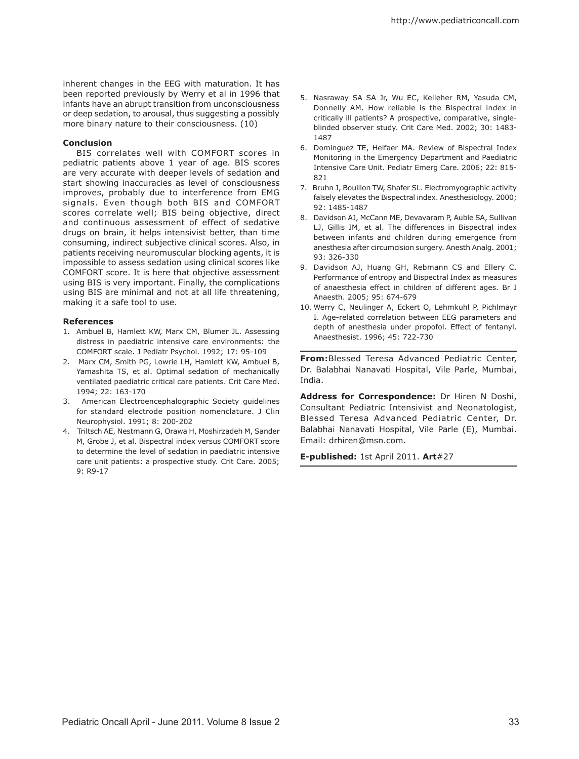inherent changes in the EEG with maturation. It has been reported previously by Werry et al in 1996 that infants have an abrupt transition from unconsciousness or deep sedation, to arousal, thus suggesting a possibly more binary nature to their consciousness. (10)

**Conclusion**

BIS correlates well with COMFORT scores in pediatric patients above 1 year of age. BIS scores are very accurate with deeper levels of sedation and start showing inaccuracies as level of consciousness improves, probably due to interference from EMG signals. Even though both BIS and COMFORT scores correlate well; BIS being objective, direct and continuous assessment of effect of sedative drugs on brain, it helps intensivist better, than time consuming, indirect subjective clinical scores. Also, in patients receiving neuromuscular blocking agents, it is impossible to assess sedation using clinical scores like COMFORT score. It is here that objective assessment using BIS is very important. Finally, the complications using BIS are minimal and not at all life threatening, making it a safe tool to use.

**References**

1. Ambuel B, Hamlett KW, Marx CM, Blumer JL. Assessing distress in paediatric intensive care environments: the COMFORT scale. J Pediatr Psychol. 1992; 17: 95-109
2. Marx CM, Smith PG, Lowrie LH, Hamlett KW, Ambuel B, Yamashita TS, et al. Optimal sedation of mechanically ventilated paediatric critical care patients. Crit Care Med. 1994; 22: 163-170
3. American Electroencephalographic Society guidelines for standard electrode position nomenclature. J Clin Neurophysiol. 1991; 8: 200-202
4. Triltsch AE, Nestmann G, Orawa H, Moshirzadeh M, Sander M, Grobe J, et al. Bispectral index versus COMFORT score to determine the level of sedation in paediatric intensive care unit patients: a prospective study. Crit Care. 2005; 9: R9-17
5. Nasraway SA SA Jr, Wu EC, Kelleher RM, Yasuda CM, Donnelly AM. How reliable is the Bispectral index in critically ill patients? A prospective, comparative, single-blinded observer study. Crit Care Med. 2002; 30: 1483-1487
6. Dominguez TE, Helfaer MA. Review of Bispectral Index Monitoring in the Emergency Department and Paediatric Intensive Care Unit. Pediatr Emerg Care. 2006; 22: 815-821
7. Bruhn J, Bouillon TW, Shafer SL. Electromyographic activity falsely elevates the Bispectral index. Anesthesiology. 2000; 92: 1485-1487
8. Davidson AJ, McCann ME, Devavaram P, Auble SA, Sullivan LJ, Gillis JM, et al. The differences in Bispectral index between infants and children during emergence from anesthesia after circumcision surgery. Anesth Analg. 2001; 93: 326-330
9. Davidson AJ, Huang GH, Rebmann CS and Ellery C. Performance of entropy and Bispectral Index as measures of anaesthesia effect in children of different ages. Br J Anaesth. 2005; 95: 674-679
10. Werry C, Neulinger A, Eckert O, Lehmkuhl P, Pichlmayr I. Age-related correlation between EEG parameters and depth of anesthesia under propofol. Effect of fentanyl. Anaesthesist. 1996; 45: 722-730

**From:** Blessed Teresa Advanced Pediatric Center, Dr. Balabhai Nanavati Hospital, Vile Parle, Mumbai, India.

**Address for Correspondence:** Dr Hiren N Doshi, Consultant Pediatric Intensivist and Neonatologist, Blessed Teresa Advanced Pediatric Center, Dr. Balabhai Nanavati Hospital, Vile Parle (E), Mumbai. Email: drhiren@msn.com.

**E-published:** 1st April 2011. **Art**#27